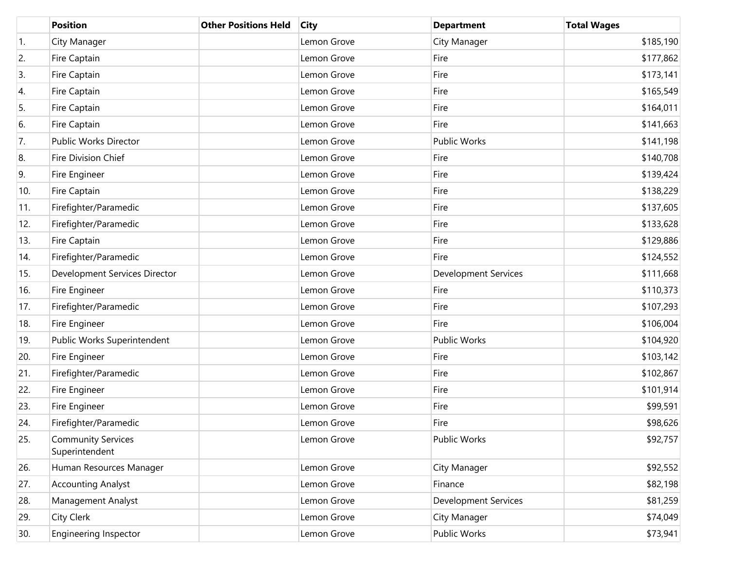| | Position | Other Positions Held | City | Department | Total Wages |
|---|---|---|---|---|---|
| 1. | City Manager | | Lemon Grove | City Manager | $185,190 |
| 2. | Fire Captain | | Lemon Grove | Fire | $177,862 |
| 3. | Fire Captain | | Lemon Grove | Fire | $173,141 |
| 4. | Fire Captain | | Lemon Grove | Fire | $165,549 |
| 5. | Fire Captain | | Lemon Grove | Fire | $164,011 |
| 6. | Fire Captain | | Lemon Grove | Fire | $141,663 |
| 7. | Public Works Director | | Lemon Grove | Public Works | $141,198 |
| 8. | Fire Division Chief | | Lemon Grove | Fire | $140,708 |
| 9. | Fire Engineer | | Lemon Grove | Fire | $139,424 |
| 10. | Fire Captain | | Lemon Grove | Fire | $138,229 |
| 11. | Firefighter/Paramedic | | Lemon Grove | Fire | $137,605 |
| 12. | Firefighter/Paramedic | | Lemon Grove | Fire | $133,628 |
| 13. | Fire Captain | | Lemon Grove | Fire | $129,886 |
| 14. | Firefighter/Paramedic | | Lemon Grove | Fire | $124,552 |
| 15. | Development Services Director | | Lemon Grove | Development Services | $111,668 |
| 16. | Fire Engineer | | Lemon Grove | Fire | $110,373 |
| 17. | Firefighter/Paramedic | | Lemon Grove | Fire | $107,293 |
| 18. | Fire Engineer | | Lemon Grove | Fire | $106,004 |
| 19. | Public Works Superintendent | | Lemon Grove | Public Works | $104,920 |
| 20. | Fire Engineer | | Lemon Grove | Fire | $103,142 |
| 21. | Firefighter/Paramedic | | Lemon Grove | Fire | $102,867 |
| 22. | Fire Engineer | | Lemon Grove | Fire | $101,914 |
| 23. | Fire Engineer | | Lemon Grove | Fire | $99,591 |
| 24. | Firefighter/Paramedic | | Lemon Grove | Fire | $98,626 |
| 25. | Community Services Superintendent | | Lemon Grove | Public Works | $92,757 |
| 26. | Human Resources Manager | | Lemon Grove | City Manager | $92,552 |
| 27. | Accounting Analyst | | Lemon Grove | Finance | $82,198 |
| 28. | Management Analyst | | Lemon Grove | Development Services | $81,259 |
| 29. | City Clerk | | Lemon Grove | City Manager | $74,049 |
| 30. | Engineering Inspector | | Lemon Grove | Public Works | $73,941 |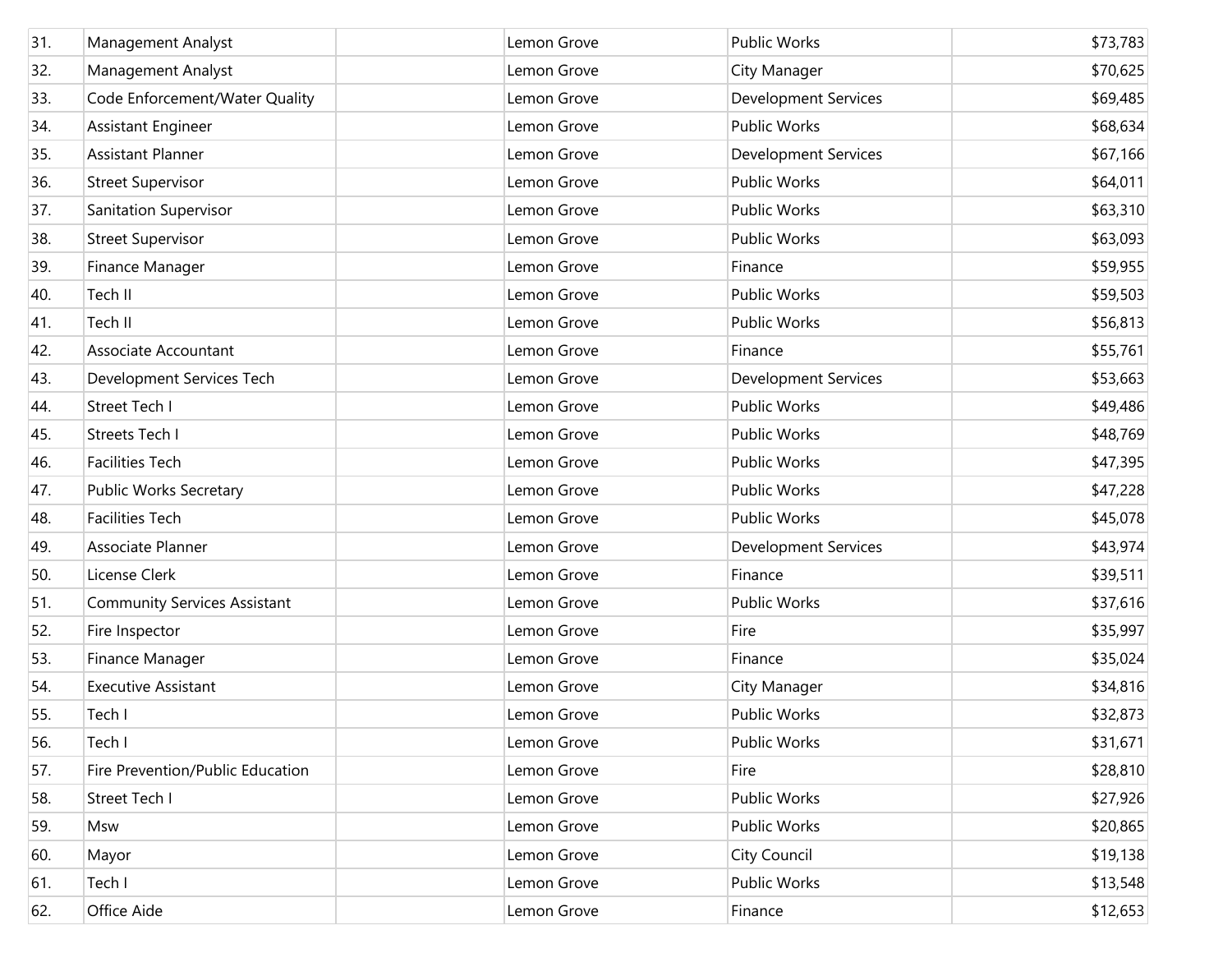| | | | | | |
|---|---|---|---|---|---|
| 31. | Management Analyst | | Lemon Grove | Public Works | $73,783 |
| 32. | Management Analyst | | Lemon Grove | City Manager | $70,625 |
| 33. | Code Enforcement/Water Quality | | Lemon Grove | Development Services | $69,485 |
| 34. | Assistant Engineer | | Lemon Grove | Public Works | $68,634 |
| 35. | Assistant Planner | | Lemon Grove | Development Services | $67,166 |
| 36. | Street Supervisor | | Lemon Grove | Public Works | $64,011 |
| 37. | Sanitation Supervisor | | Lemon Grove | Public Works | $63,310 |
| 38. | Street Supervisor | | Lemon Grove | Public Works | $63,093 |
| 39. | Finance Manager | | Lemon Grove | Finance | $59,955 |
| 40. | Tech II | | Lemon Grove | Public Works | $59,503 |
| 41. | Tech II | | Lemon Grove | Public Works | $56,813 |
| 42. | Associate Accountant | | Lemon Grove | Finance | $55,761 |
| 43. | Development Services Tech | | Lemon Grove | Development Services | $53,663 |
| 44. | Street Tech I | | Lemon Grove | Public Works | $49,486 |
| 45. | Streets Tech I | | Lemon Grove | Public Works | $48,769 |
| 46. | Facilities Tech | | Lemon Grove | Public Works | $47,395 |
| 47. | Public Works Secretary | | Lemon Grove | Public Works | $47,228 |
| 48. | Facilities Tech | | Lemon Grove | Public Works | $45,078 |
| 49. | Associate Planner | | Lemon Grove | Development Services | $43,974 |
| 50. | License Clerk | | Lemon Grove | Finance | $39,511 |
| 51. | Community Services Assistant | | Lemon Grove | Public Works | $37,616 |
| 52. | Fire Inspector | | Lemon Grove | Fire | $35,997 |
| 53. | Finance Manager | | Lemon Grove | Finance | $35,024 |
| 54. | Executive Assistant | | Lemon Grove | City Manager | $34,816 |
| 55. | Tech I | | Lemon Grove | Public Works | $32,873 |
| 56. | Tech I | | Lemon Grove | Public Works | $31,671 |
| 57. | Fire Prevention/Public Education | | Lemon Grove | Fire | $28,810 |
| 58. | Street Tech I | | Lemon Grove | Public Works | $27,926 |
| 59. | Msw | | Lemon Grove | Public Works | $20,865 |
| 60. | Mayor | | Lemon Grove | City Council | $19,138 |
| 61. | Tech I | | Lemon Grove | Public Works | $13,548 |
| 62. | Office Aide | | Lemon Grove | Finance | $12,653 |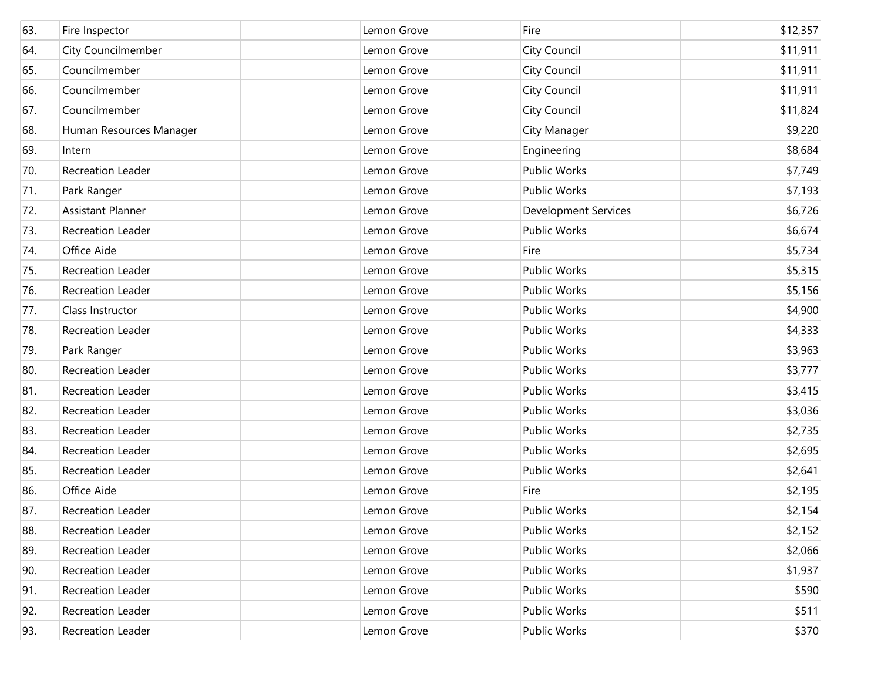| | | | | | |
|---|---|---|---|---|---|
| 63. | Fire Inspector | | Lemon Grove | Fire | $12,357 |
| 64. | City Councilmember | | Lemon Grove | City Council | $11,911 |
| 65. | Councilmember | | Lemon Grove | City Council | $11,911 |
| 66. | Councilmember | | Lemon Grove | City Council | $11,911 |
| 67. | Councilmember | | Lemon Grove | City Council | $11,824 |
| 68. | Human Resources Manager | | Lemon Grove | City Manager | $9,220 |
| 69. | Intern | | Lemon Grove | Engineering | $8,684 |
| 70. | Recreation Leader | | Lemon Grove | Public Works | $7,749 |
| 71. | Park Ranger | | Lemon Grove | Public Works | $7,193 |
| 72. | Assistant Planner | | Lemon Grove | Development Services | $6,726 |
| 73. | Recreation Leader | | Lemon Grove | Public Works | $6,674 |
| 74. | Office Aide | | Lemon Grove | Fire | $5,734 |
| 75. | Recreation Leader | | Lemon Grove | Public Works | $5,315 |
| 76. | Recreation Leader | | Lemon Grove | Public Works | $5,156 |
| 77. | Class Instructor | | Lemon Grove | Public Works | $4,900 |
| 78. | Recreation Leader | | Lemon Grove | Public Works | $4,333 |
| 79. | Park Ranger | | Lemon Grove | Public Works | $3,963 |
| 80. | Recreation Leader | | Lemon Grove | Public Works | $3,777 |
| 81. | Recreation Leader | | Lemon Grove | Public Works | $3,415 |
| 82. | Recreation Leader | | Lemon Grove | Public Works | $3,036 |
| 83. | Recreation Leader | | Lemon Grove | Public Works | $2,735 |
| 84. | Recreation Leader | | Lemon Grove | Public Works | $2,695 |
| 85. | Recreation Leader | | Lemon Grove | Public Works | $2,641 |
| 86. | Office Aide | | Lemon Grove | Fire | $2,195 |
| 87. | Recreation Leader | | Lemon Grove | Public Works | $2,154 |
| 88. | Recreation Leader | | Lemon Grove | Public Works | $2,152 |
| 89. | Recreation Leader | | Lemon Grove | Public Works | $2,066 |
| 90. | Recreation Leader | | Lemon Grove | Public Works | $1,937 |
| 91. | Recreation Leader | | Lemon Grove | Public Works | $590 |
| 92. | Recreation Leader | | Lemon Grove | Public Works | $511 |
| 93. | Recreation Leader | | Lemon Grove | Public Works | $370 |